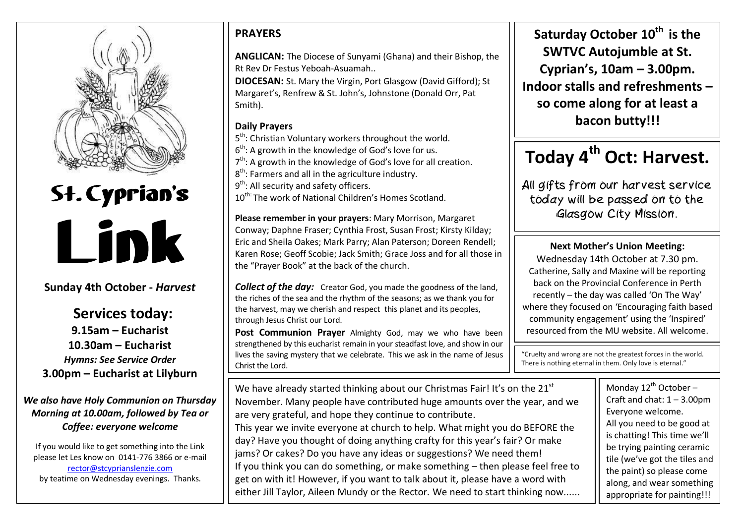# St. Cyprian's

# Link

**Sunday 4th October -** ***Harvest***

## Services today:

**9.15am – Eucharist**

**10.30am – Eucharist**

***Hymns: See Service Order***

**3.00pm – Eucharist at Lilyburn**

***We also have Holy Communion on Thursday Morning at 10.00am, followed by Tea or Coffee: everyone welcome***

If you would like to get something into the Link please let Les know on 0141-776 3866 or e-mail rector@stcyprianslenzie.com by teatime on Wednesday evenings. Thanks.

## PRAYERS

**ANGLICAN:** The Diocese of Sunyami (Ghana) and their Bishop, the Rt Rev Dr Festus Yeboah-Asuamah..

**DIOCESAN:** St. Mary the Virgin, Port Glasgow (David Gifford); St Margaret's, Renfrew & St. John's, Johnstone (Donald Orr, Pat Smith).

### Daily Prayers

5th: Christian Voluntary workers throughout the world.
6th: A growth in the knowledge of God's love for us.
7th: A growth in the knowledge of God's love for all creation.
8th: Farmers and all in the agriculture industry.
9th: All security and safety officers.
10th: The work of National Children's Homes Scotland.

**Please remember in your prayers**: Mary Morrison, Margaret Conway; Daphne Fraser; Cynthia Frost, Susan Frost; Kirsty Kilday; Eric and Sheila Oakes; Mark Parry; Alan Paterson; Doreen Rendell; Karen Rose; Geoff Scobie; Jack Smith; Grace Joss and for all those in the "Prayer Book" at the back of the church.

***Collect of the day:*** Creator God, you made the goodness of the land, the riches of the sea and the rhythm of the seasons; as we thank you for the harvest, may we cherish and respect this planet and its peoples, through Jesus Christ our Lord.

**Post Communion Prayer** Almighty God, may we who have been strengthened by this eucharist remain in your steadfast love, and show in our lives the saving mystery that we celebrate. This we ask in the name of Jesus Christ the Lord.

**Saturday October 10th is the SWTVC Autojumble at St. Cyprian's, 10am – 3.00pm. Indoor stalls and refreshments – so come along for at least a bacon butty!!!**

## Today 4th Oct: Harvest.

All gifts from our harvest service today will be passed on to the Glasgow City Mission.

**Next Mother's Union Meeting:**

Wednesday 14th October at 7.30 pm. Catherine, Sally and Maxine will be reporting back on the Provincial Conference in Perth recently – the day was called 'On The Way' where they focused on 'Encouraging faith based community engagement' using the 'Inspired' resourced from the MU website. All welcome.

"Cruelty and wrong are not the greatest forces in the world. There is nothing eternal in them. Only love is eternal."

We have already started thinking about our Christmas Fair! It's on the 21st November. Many people have contributed huge amounts over the year, and we are very grateful, and hope they continue to contribute.

This year we invite everyone at church to help. What might you do BEFORE the day? Have you thought of doing anything crafty for this year's fair? Or make jams? Or cakes? Do you have any ideas or suggestions? We need them!

If you think you can do something, or make something – then please feel free to get on with it! However, if you want to talk about it, please have a word with either Jill Taylor, Aileen Mundy or the Rector. We need to start thinking now......

Monday 12th October – Craft and chat: 1 – 3.00pm Everyone welcome. All you need to be good at is chatting! This time we'll be trying painting ceramic tile (we've got the tiles and the paint) so please come along, and wear something appropriate for painting!!!